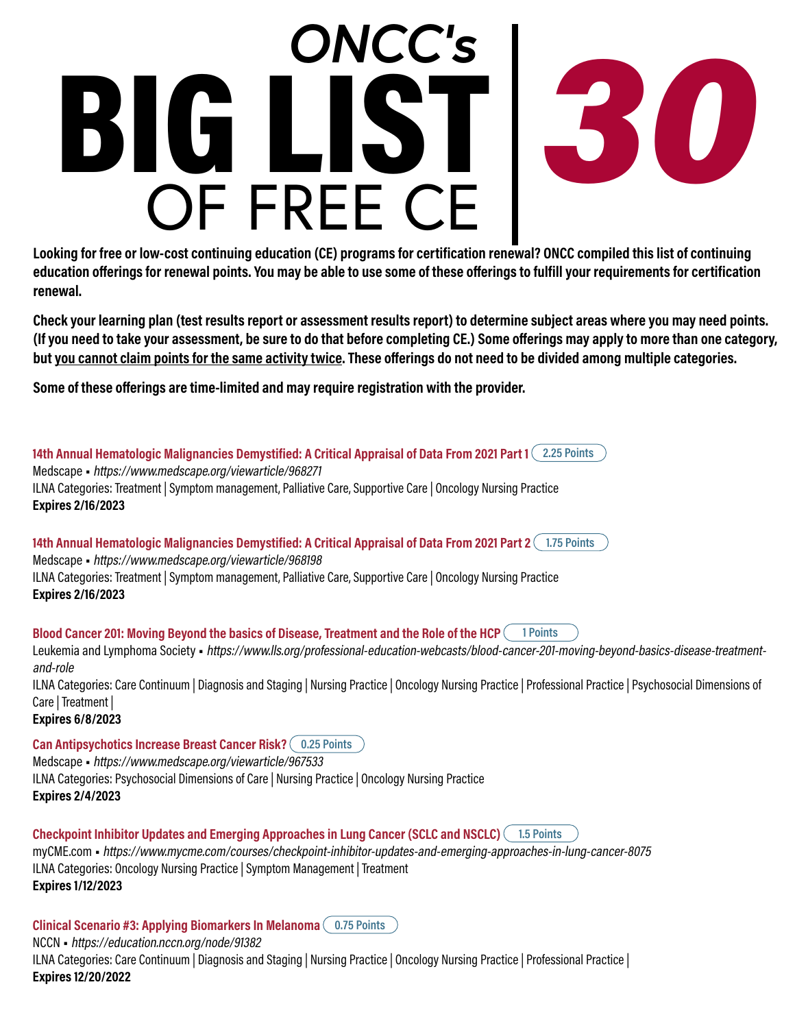# ONCC's BIG LIST OF FREE CE | 30

**Looking for free or low-cost continuing education (CE) programs for certification renewal? ONCC compiled this list of continuing education offerings for renewal points. You may be able to use some of these offerings to fulfill your requirements for certification renewal.**

**Check your learning plan (test results report or assessment results report) to determine subject areas where you may need points. (If you need to take your assessment, be sure to do that before completing CE.) Some offerings may apply to more than one category, but you cannot claim points for the same activity twice. These offerings do not need to be divided among multiple categories.**

**Some of these offerings are time-limited and may require registration with the provider.**

**14th Annual Hematologic Malignancies Demystified: A Critical Appraisal of Data From 2021 Part 1** (2.25 Points)
Medscape ▪ *https://www.medscape.org/viewarticle/968271*
ILNA Categories: Treatment | Symptom management, Palliative Care, Supportive Care | Oncology Nursing Practice
**Expires 2/16/2023**

**14th Annual Hematologic Malignancies Demystified: A Critical Appraisal of Data From 2021 Part 2** (1.75 Points)
Medscape ▪ *https://www.medscape.org/viewarticle/968198*
ILNA Categories: Treatment | Symptom management, Palliative Care, Supportive Care | Oncology Nursing Practice
**Expires 2/16/2023**

**Blood Cancer 201: Moving Beyond the basics of Disease, Treatment and the Role of the HCP** (1 Points)
Leukemia and Lymphoma Society ▪ *https://www.lls.org/professional-education-webcasts/blood-cancer-201-moving-beyond-basics-disease-treatment-and-role*
ILNA Categories: Care Continuum | Diagnosis and Staging | Nursing Practice | Oncology Nursing Practice | Professional Practice | Psychosocial Dimensions of Care | Treatment |
**Expires 6/8/2023**

**Can Antipsychotics Increase Breast Cancer Risk?** (0.25 Points)
Medscape ▪ *https://www.medscape.org/viewarticle/967533*
ILNA Categories: Psychosocial Dimensions of Care | Nursing Practice | Oncology Nursing Practice
**Expires 2/4/2023**

**Checkpoint Inhibitor Updates and Emerging Approaches in Lung Cancer (SCLC and NSCLC)** (1.5 Points)
myCME.com ▪ *https://www.mycme.com/courses/checkpoint-inhibitor-updates-and-emerging-approaches-in-lung-cancer-8075*
ILNA Categories: Oncology Nursing Practice | Symptom Management | Treatment
**Expires 1/12/2023**

**Clinical Scenario #3: Applying Biomarkers In Melanoma** (0.75 Points)
NCCN ▪ *https://education.nccn.org/node/91382*
ILNA Categories: Care Continuum | Diagnosis and Staging | Nursing Practice | Oncology Nursing Practice | Professional Practice |
**Expires 12/20/2022**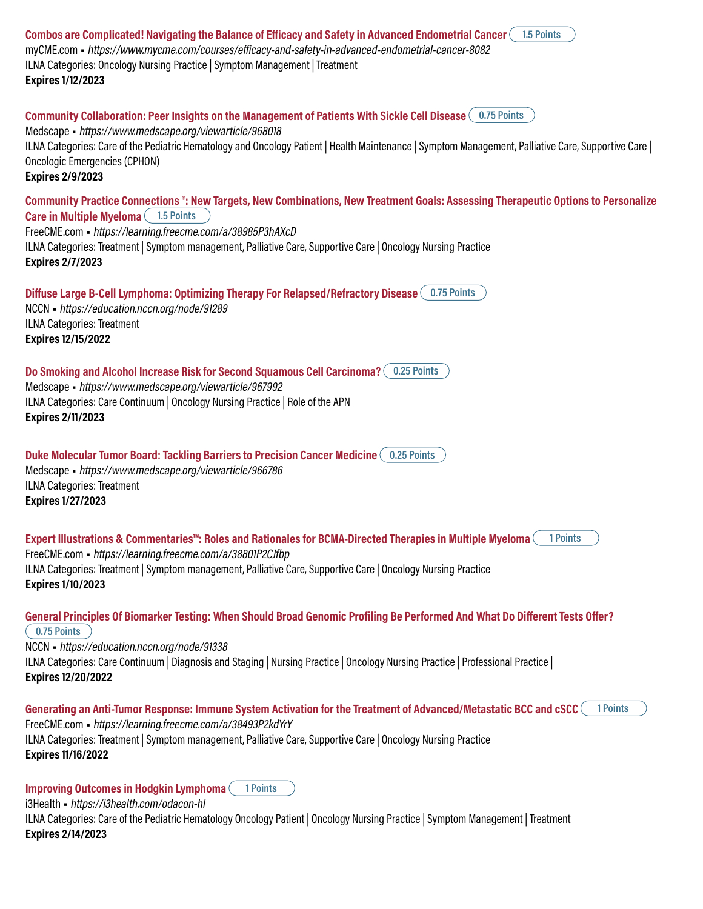**Combos are Complicated! Navigating the Balance of Efficacy and Safety in Advanced Endometrial Cancer** (1.5 Points)
myCME.com ▪ *https://www.mycme.com/courses/efficacy-and-safety-in-advanced-endometrial-cancer-8082*
ILNA Categories: Oncology Nursing Practice | Symptom Management | Treatment
**Expires 1/12/2023**

**Community Collaboration: Peer Insights on the Management of Patients With Sickle Cell Disease** (0.75 Points)
Medscape ▪ *https://www.medscape.org/viewarticle/968018*
ILNA Categories: Care of the Pediatric Hematology and Oncology Patient | Health Maintenance | Symptom Management, Palliative Care, Supportive Care | Oncologic Emergencies (CPHON)
**Expires 2/9/2023**

**Community Practice Connections®: New Targets, New Combinations, New Treatment Goals: Assessing Therapeutic Options to Personalize Care in Multiple Myeloma** (1.5 Points)
FreeCME.com ▪ *https://learning.freecme.com/a/38985P3hAXcD*
ILNA Categories: Treatment | Symptom management, Palliative Care, Supportive Care | Oncology Nursing Practice
**Expires 2/7/2023**

**Diffuse Large B-Cell Lymphoma: Optimizing Therapy For Relapsed/Refractory Disease** (0.75 Points)
NCCN ▪ *https://education.nccn.org/node/91289*
ILNA Categories: Treatment
**Expires 12/15/2022**

**Do Smoking and Alcohol Increase Risk for Second Squamous Cell Carcinoma?** (0.25 Points)
Medscape ▪ *https://www.medscape.org/viewarticle/967992*
ILNA Categories: Care Continuum | Oncology Nursing Practice | Role of the APN
**Expires 2/11/2023**

**Duke Molecular Tumor Board: Tackling Barriers to Precision Cancer Medicine** (0.25 Points)
Medscape ▪ *https://www.medscape.org/viewarticle/966786*
ILNA Categories: Treatment
**Expires 1/27/2023**

**Expert Illustrations & Commentaries™: Roles and Rationales for BCMA-Directed Therapies in Multiple Myeloma** (1 Points)
FreeCME.com ▪ *https://learning.freecme.com/a/38801P2CJfbp*
ILNA Categories: Treatment | Symptom management, Palliative Care, Supportive Care | Oncology Nursing Practice
**Expires 1/10/2023**

**General Principles Of Biomarker Testing: When Should Broad Genomic Profiling Be Performed And What Do Different Tests Offer?** (0.75 Points)
NCCN ▪ *https://education.nccn.org/node/91338*
ILNA Categories: Care Continuum | Diagnosis and Staging | Nursing Practice | Oncology Nursing Practice | Professional Practice |
**Expires 12/20/2022**

**Generating an Anti-Tumor Response: Immune System Activation for the Treatment of Advanced/Metastatic BCC and cSCC** (1 Points)
FreeCME.com ▪ *https://learning.freecme.com/a/38493P2kdYrY*
ILNA Categories: Treatment | Symptom management, Palliative Care, Supportive Care | Oncology Nursing Practice
**Expires 11/16/2022**

**Improving Outcomes in Hodgkin Lymphoma** (1 Points)
i3Health ▪ *https://i3health.com/odacon-hl*
ILNA Categories: Care of the Pediatric Hematology Oncology Patient | Oncology Nursing Practice | Symptom Management | Treatment
**Expires 2/14/2023**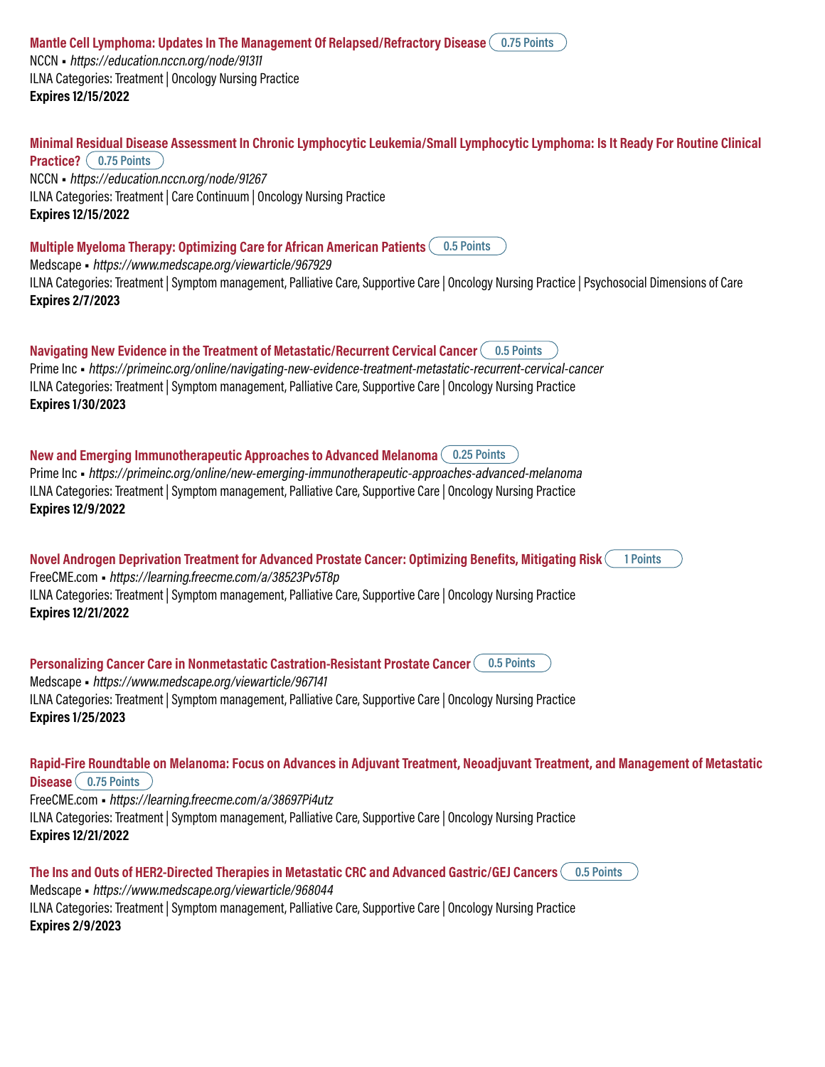**Mantle Cell Lymphoma: Updates In The Management Of Relapsed/Refractory Disease** 0.75 Points
NCCN • *https://education.nccn.org/node/91311*
ILNA Categories: Treatment | Oncology Nursing Practice
**Expires 12/15/2022**

**Minimal Residual Disease Assessment In Chronic Lymphocytic Leukemia/Small Lymphocytic Lymphoma: Is It Ready For Routine Clinical Practice?** 0.75 Points
NCCN • *https://education.nccn.org/node/91267*
ILNA Categories: Treatment | Care Continuum | Oncology Nursing Practice
**Expires 12/15/2022**

**Multiple Myeloma Therapy: Optimizing Care for African American Patients** 0.5 Points
Medscape • *https://www.medscape.org/viewarticle/967929*
ILNA Categories: Treatment | Symptom management, Palliative Care, Supportive Care | Oncology Nursing Practice | Psychosocial Dimensions of Care
**Expires 2/7/2023**

**Navigating New Evidence in the Treatment of Metastatic/Recurrent Cervical Cancer** 0.5 Points
Prime Inc • *https://primeinc.org/online/navigating-new-evidence-treatment-metastatic-recurrent-cervical-cancer*
ILNA Categories: Treatment | Symptom management, Palliative Care, Supportive Care | Oncology Nursing Practice
**Expires 1/30/2023**

**New and Emerging Immunotherapeutic Approaches to Advanced Melanoma** 0.25 Points
Prime Inc • *https://primeinc.org/online/new-emerging-immunotherapeutic-approaches-advanced-melanoma*
ILNA Categories: Treatment | Symptom management, Palliative Care, Supportive Care | Oncology Nursing Practice
**Expires 12/9/2022**

**Novel Androgen Deprivation Treatment for Advanced Prostate Cancer: Optimizing Benefits, Mitigating Risk** 1 Points
FreeCME.com • *https://learning.freecme.com/a/38523Pv5T8p*
ILNA Categories: Treatment | Symptom management, Palliative Care, Supportive Care | Oncology Nursing Practice
**Expires 12/21/2022**

**Personalizing Cancer Care in Nonmetastatic Castration-Resistant Prostate Cancer** 0.5 Points
Medscape • *https://www.medscape.org/viewarticle/967141*
ILNA Categories: Treatment | Symptom management, Palliative Care, Supportive Care | Oncology Nursing Practice
**Expires 1/25/2023**

**Rapid-Fire Roundtable on Melanoma: Focus on Advances in Adjuvant Treatment, Neoadjuvant Treatment, and Management of Metastatic Disease** 0.75 Points
FreeCME.com • *https://learning.freecme.com/a/38697Pi4utz*
ILNA Categories: Treatment | Symptom management, Palliative Care, Supportive Care | Oncology Nursing Practice
**Expires 12/21/2022**

**The Ins and Outs of HER2-Directed Therapies in Metastatic CRC and Advanced Gastric/GEJ Cancers** 0.5 Points
Medscape • *https://www.medscape.org/viewarticle/968044*
ILNA Categories: Treatment | Symptom management, Palliative Care, Supportive Care | Oncology Nursing Practice
**Expires 2/9/2023**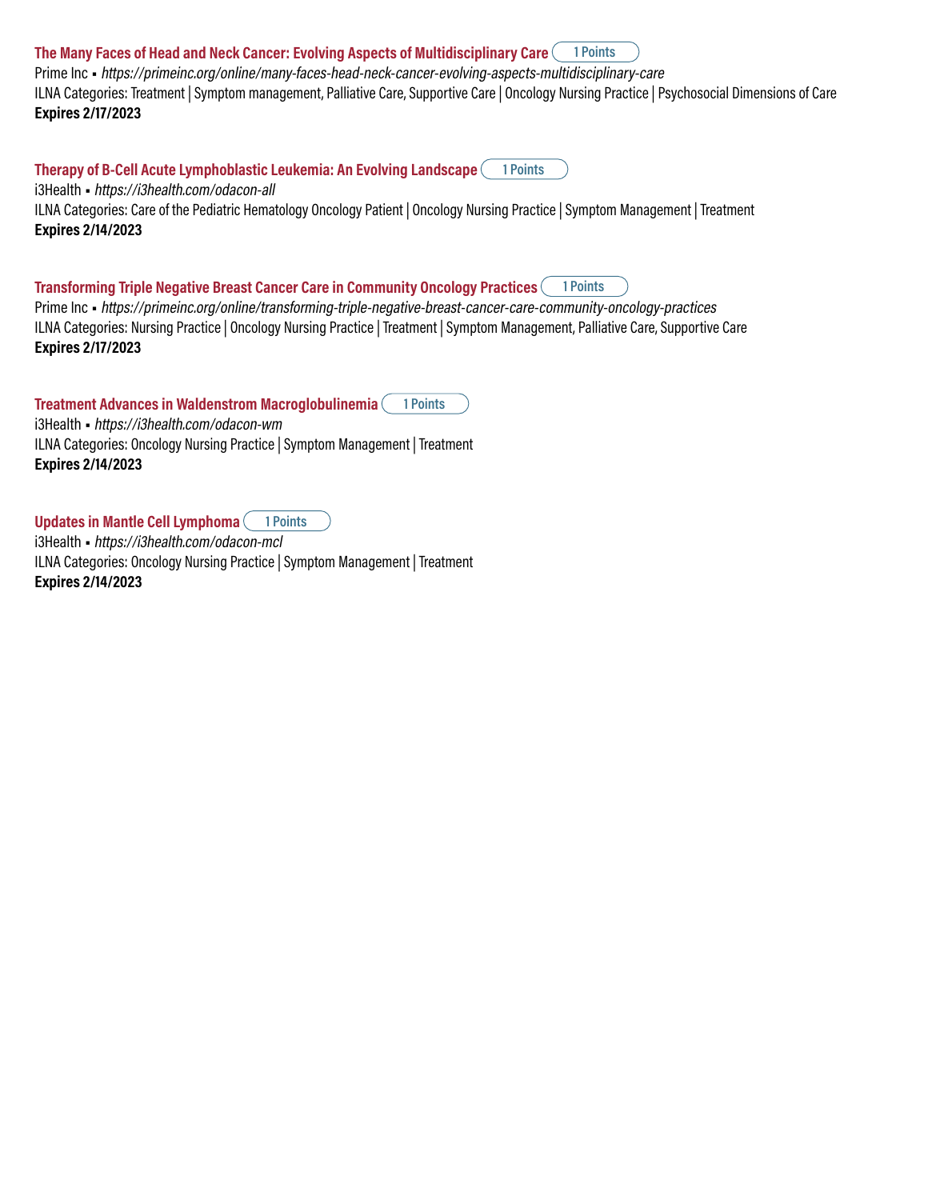**The Many Faces of Head and Neck Cancer: Evolving Aspects of Multidisciplinary Care** 1 Points
Prime Inc ▪ *https://primeinc.org/online/many-faces-head-neck-cancer-evolving-aspects-multidisciplinary-care*
ILNA Categories: Treatment | Symptom management, Palliative Care, Supportive Care | Oncology Nursing Practice | Psychosocial Dimensions of Care
**Expires 2/17/2023**

**Therapy of B-Cell Acute Lymphoblastic Leukemia: An Evolving Landscape** 1 Points
i3Health ▪ *https://i3health.com/odacon-all*
ILNA Categories: Care of the Pediatric Hematology Oncology Patient | Oncology Nursing Practice | Symptom Management | Treatment
**Expires 2/14/2023**

**Transforming Triple Negative Breast Cancer Care in Community Oncology Practices** 1 Points
Prime Inc ▪ *https://primeinc.org/online/transforming-triple-negative-breast-cancer-care-community-oncology-practices*
ILNA Categories: Nursing Practice | Oncology Nursing Practice | Treatment | Symptom Management, Palliative Care, Supportive Care
**Expires 2/17/2023**

**Treatment Advances in Waldenstrom Macroglobulinemia** 1 Points
i3Health ▪ *https://i3health.com/odacon-wm*
ILNA Categories: Oncology Nursing Practice | Symptom Management | Treatment
**Expires 2/14/2023**

**Updates in Mantle Cell Lymphoma** 1 Points
i3Health ▪ *https://i3health.com/odacon-mcl*
ILNA Categories: Oncology Nursing Practice | Symptom Management | Treatment
**Expires 2/14/2023**